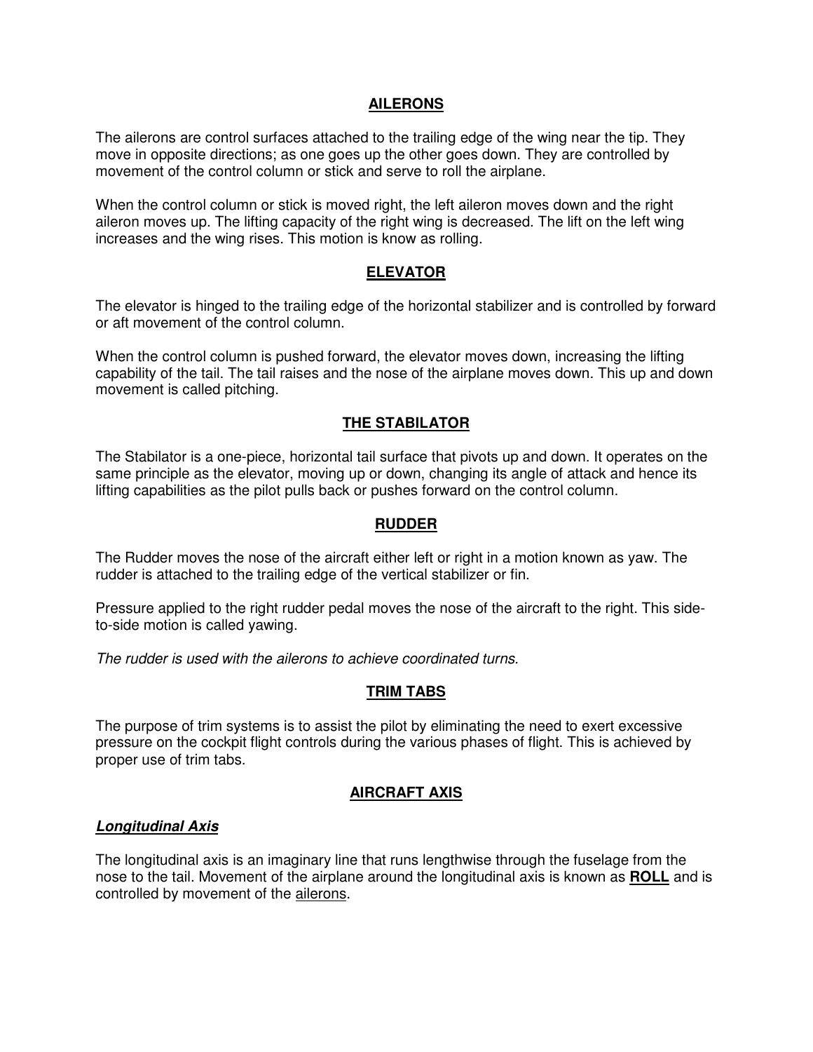## AILERONS

The ailerons are control surfaces attached to the trailing edge of the wing near the tip. They move in opposite directions; as one goes up the other goes down. They are controlled by movement of the control column or stick and serve to roll the airplane.

When the control column or stick is moved right, the left aileron moves down and the right aileron moves up. The lifting capacity of the right wing is decreased. The lift on the left wing increases and the wing rises. This motion is know as rolling.

## ELEVATOR

The elevator is hinged to the trailing edge of the horizontal stabilizer and is controlled by forward or aft movement of the control column.

When the control column is pushed forward, the elevator moves down, increasing the lifting capability of the tail. The tail raises and the nose of the airplane moves down. This up and down movement is called pitching.

## THE STABILATOR

The Stabilator is a one-piece, horizontal tail surface that pivots up and down. It operates on the same principle as the elevator, moving up or down, changing its angle of attack and hence its lifting capabilities as the pilot pulls back or pushes forward on the control column.

## RUDDER

The Rudder moves the nose of the aircraft either left or right in a motion known as yaw. The rudder is attached to the trailing edge of the vertical stabilizer or fin.

Pressure applied to the right rudder pedal moves the nose of the aircraft to the right. This side-to-side motion is called yawing.

*The rudder is used with the ailerons to achieve coordinated turns.*

## TRIM TABS

The purpose of trim systems is to assist the pilot by eliminating the need to exert excessive pressure on the cockpit flight controls during the various phases of flight. This is achieved by proper use of trim tabs.

## AIRCRAFT AXIS

### ***Longitudinal Axis***

The longitudinal axis is an imaginary line that runs lengthwise through the fuselage from the nose to the tail. Movement of the airplane around the longitudinal axis is known as **ROLL** and is controlled by movement of the ailerons.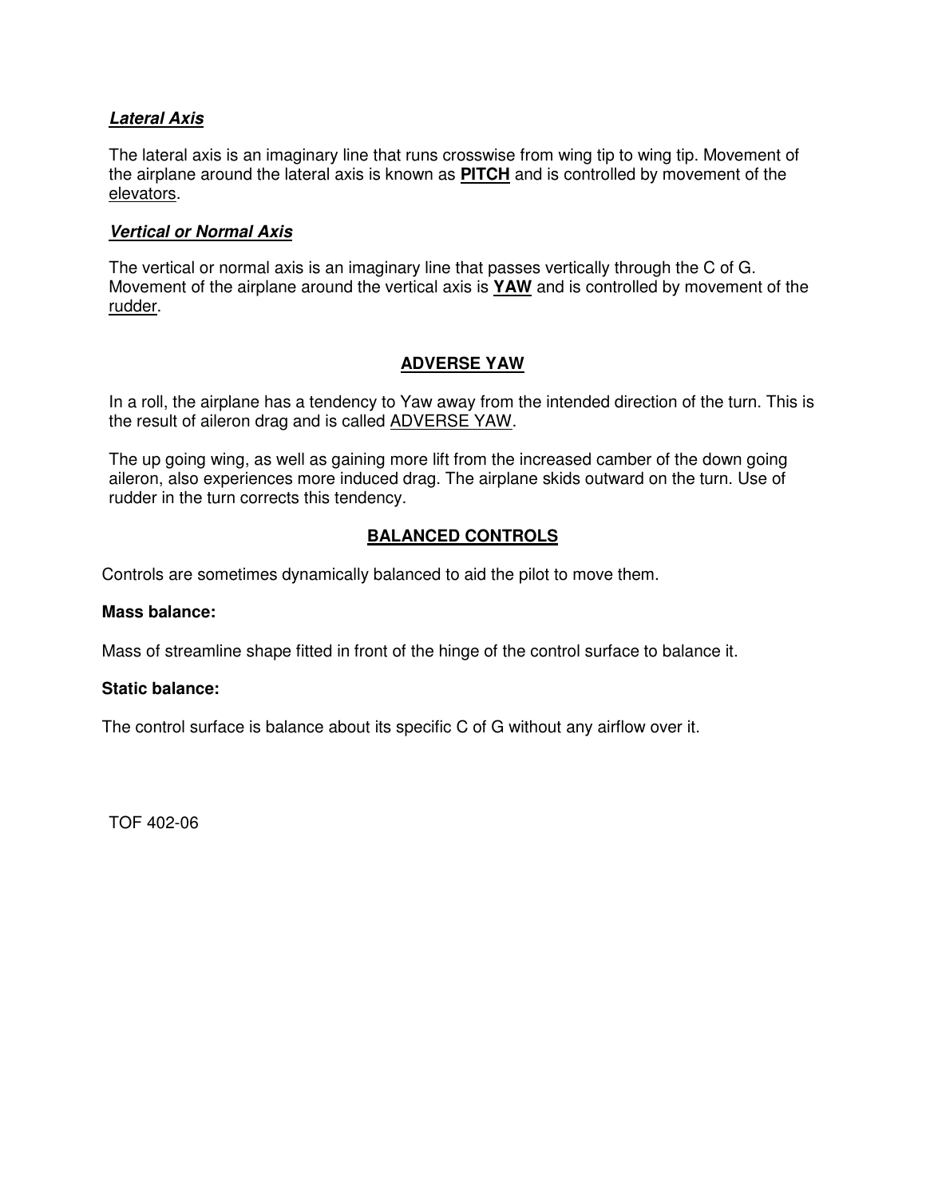***Lateral Axis***

The lateral axis is an imaginary line that runs crosswise from wing tip to wing tip. Movement of the airplane around the lateral axis is known as **PITCH** and is controlled by movement of the elevators.

***Vertical or Normal Axis***

The vertical or normal axis is an imaginary line that passes vertically through the C of G. Movement of the airplane around the vertical axis is **YAW** and is controlled by movement of the rudder.

## ADVERSE YAW

In a roll, the airplane has a tendency to Yaw away from the intended direction of the turn. This is the result of aileron drag and is called ADVERSE YAW.

The up going wing, as well as gaining more lift from the increased camber of the down going aileron, also experiences more induced drag. The airplane skids outward on the turn. Use of rudder in the turn corrects this tendency.

## BALANCED CONTROLS

Controls are sometimes dynamically balanced to aid the pilot to move them.

**Mass balance:**

Mass of streamline shape fitted in front of the hinge of the control surface to balance it.

**Static balance:**

The control surface is balance about its specific C of G without any airflow over it.

TOF 402-06